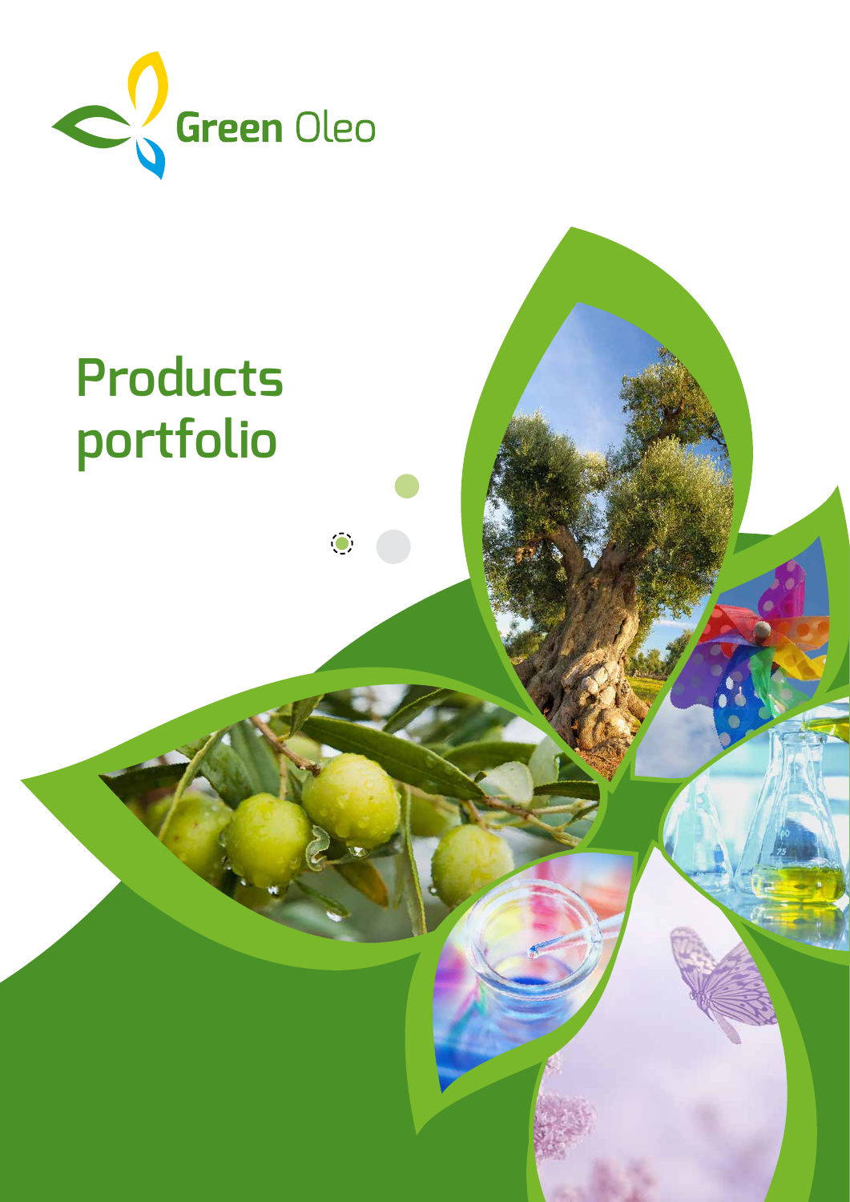Green Oleo

# Products portfolio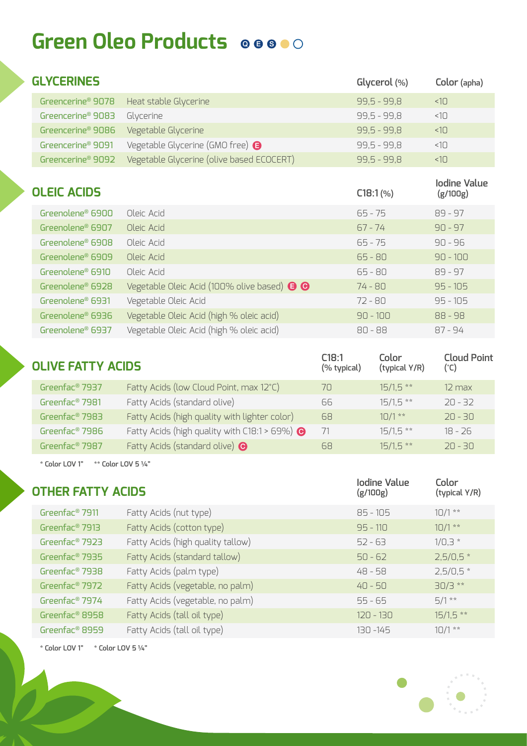# Green Oleo Products

## GLYCERINES

| | | Glycerol (%) | Color (apha) |
|---|---|---|---|
| Greencerine® 9078 | Heat stable Glycerine | 99,5 - 99,8 | <10 |
| Greencerine® 9083 | Glycerine | 99,5 - 99,8 | <10 |
| Greencerine® 9086 | Vegetable Glycerine | 99,5 - 99,8 | <10 |
| Greencerine® 9091 | Vegetable Glycerine (GMO free) E | 99,5 - 99,8 | <10 |
| Greencerine® 9092 | Vegetable Glycerine (olive based ECOCERT) | 99,5 - 99,8 | <10 |

## OLEIC ACIDS

| | | C18:1 (%) | Iodine Value (g/100g) |
|---|---|---|---|
| Greenolene® 6900 | Oleic Acid | 65 - 75 | 89 - 97 |
| Greenolene® 6907 | Oleic Acid | 67 - 74 | 90 - 97 |
| Greenolene® 6908 | Oleic Acid | 65 - 75 | 90 - 96 |
| Greenolene® 6909 | Oleic Acid | 65 - 80 | 90 - 100 |
| Greenolene® 6910 | Oleic Acid | 65 - 80 | 89 - 97 |
| Greenolene® 6928 | Vegetable Oleic Acid (100% olive based) E C | 74 - 80 | 95 - 105 |
| Greenolene® 6931 | Vegetable Oleic Acid | 72 - 80 | 95 - 105 |
| Greenolene® 6936 | Vegetable Oleic Acid (high % oleic acid) | 90 - 100 | 88 - 98 |
| Greenolene® 6937 | Vegetable Oleic Acid (high % oleic acid) | 80 - 88 | 87 - 94 |

## OLIVE FATTY ACIDS

| | | C18:1 (% typical) | Color (typical Y/R) | Cloud Point (°C) |
|---|---|---|---|---|
| Greenfac® 7937 | Fatty Acids (low Cloud Point, max 12°C) | 70 | 15/1,5 ** | 12 max |
| Greenfac® 7981 | Fatty Acids (standard olive) | 66 | 15/1,5 ** | 20 - 32 |
| Greenfac® 7983 | Fatty Acids (high quality with lighter color) | 68 | 10/1 ** | 20 - 30 |
| Greenfac® 7986 | Fatty Acids (high quality with C18:1 > 69%) C | 71 | 15/1,5 ** | 18 - 26 |
| Greenfac® 7987 | Fatty Acids (standard olive) C | 68 | 15/1,5 ** | 20 - 30 |

* Color LOV 1" ** Color LOV 5 ¼"

## OTHER FATTY ACIDS

| | | Iodine Value (g/100g) | Color (typical Y/R) |
|---|---|---|---|
| Greenfac® 7911 | Fatty Acids (nut type) | 85 - 105 | 10/1 ** |
| Greenfac® 7913 | Fatty Acids (cotton type) | 95 - 110 | 10/1 ** |
| Greenfac® 7923 | Fatty Acids (high quality tallow) | 52 - 63 | 1/0,3 * |
| Greenfac® 7935 | Fatty Acids (standard tallow) | 50 - 62 | 2,5/0,5 * |
| Greenfac® 7938 | Fatty Acids (palm type) | 48 - 58 | 2,5/0,5 * |
| Greenfac® 7972 | Fatty Acids (vegetable, no palm) | 40 - 50 | 30/3 ** |
| Greenfac® 7974 | Fatty Acids (vegetable, no palm) | 55 - 65 | 5/1 ** |
| Greenfac® 8958 | Fatty Acids (tall oil type) | 120 - 130 | 15/1,5 ** |
| Greenfac® 8959 | Fatty Acids (tall oil type) | 130 -145 | 10/1 ** |

* Color LOV 1" * Color LOV 5 ¼"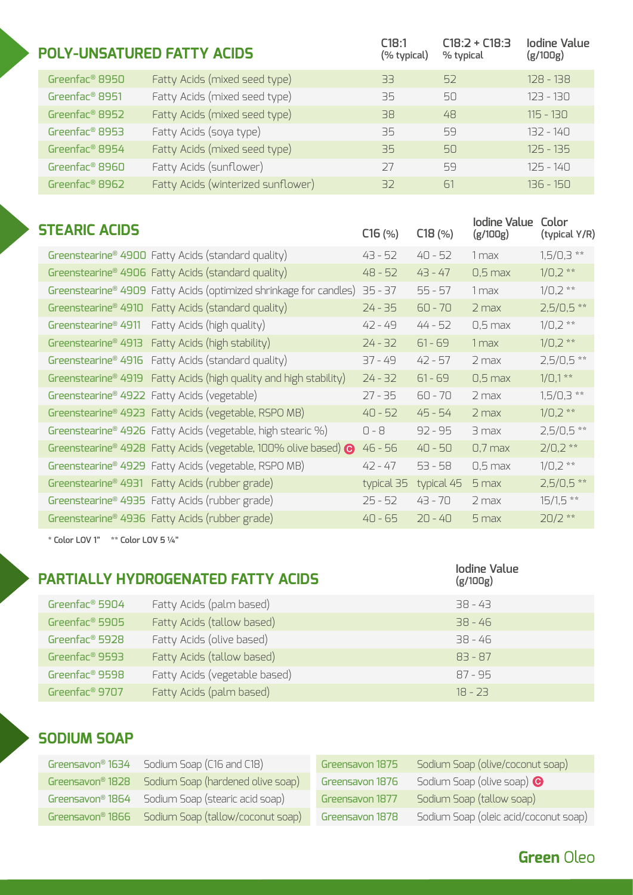## POLY-UNSATURED FATTY ACIDS

| | | C18:1 (% typical) | C18:2 + C18:3 % typical | Iodine Value (g/100g) |
|---|---|---|---|---|
| Greenfac® 8950 | Fatty Acids (mixed seed type) | 33 | 52 | 128 - 138 |
| Greenfac® 8951 | Fatty Acids (mixed seed type) | 35 | 50 | 123 - 130 |
| Greenfac® 8952 | Fatty Acids (mixed seed type) | 38 | 48 | 115 - 130 |
| Greenfac® 8953 | Fatty Acids (soya type) | 35 | 59 | 132 - 140 |
| Greenfac® 8954 | Fatty Acids (mixed seed type) | 35 | 50 | 125 - 135 |
| Greenfac® 8960 | Fatty Acids (sunflower) | 27 | 59 | 125 - 140 |
| Greenfac® 8962 | Fatty Acids (winterized sunflower) | 32 | 61 | 136 - 150 |

## STEARIC ACIDS

| | | C16 (%) | C18 (%) | Iodine Value (g/100g) | Color (typical Y/R) |
|---|---|---|---|---|---|
| Greenstearine® 4900 | Fatty Acids (standard quality) | 43 - 52 | 40 - 52 | 1 max | 1,5/0,3 ** |
| Greenstearine® 4906 | Fatty Acids (standard quality) | 48 - 52 | 43 - 47 | 0,5 max | 1/0,2 ** |
| Greenstearine® 4909 | Fatty Acids (optimized shrinkage for candles) | 35 - 37 | 55 - 57 | 1 max | 1/0,2 ** |
| Greenstearine® 4910 | Fatty Acids (standard quality) | 24 - 35 | 60 - 70 | 2 max | 2,5/0,5 ** |
| Greenstearine® 4911 | Fatty Acids (high quality) | 42 - 49 | 44 - 52 | 0,5 max | 1/0,2 ** |
| Greenstearine® 4913 | Fatty Acids (high stability) | 24 - 32 | 61 - 69 | 1 max | 1/0,2 ** |
| Greenstearine® 4916 | Fatty Acids (standard quality) | 37 - 49 | 42 - 57 | 2 max | 2,5/0,5 ** |
| Greenstearine® 4919 | Fatty Acids (high quality and high stability) | 24 - 32 | 61 - 69 | 0,5 max | 1/0,1 ** |
| Greenstearine® 4922 | Fatty Acids (vegetable) | 27 - 35 | 60 - 70 | 2 max | 1,5/0,3 ** |
| Greenstearine® 4923 | Fatty Acids (vegetable, RSPO MB) | 40 - 52 | 45 - 54 | 2 max | 1/0,2 ** |
| Greenstearine® 4926 | Fatty Acids (vegetable, high stearic %) | 0 - 8 | 92 - 95 | 3 max | 2,5/0,5 ** |
| Greenstearine® 4928 | Fatty Acids (vegetable, 100% olive based) C | 46 - 56 | 40 - 50 | 0,7 max | 2/0,2 ** |
| Greenstearine® 4929 | Fatty Acids (vegetable, RSPO MB) | 42 - 47 | 53 - 58 | 0,5 max | 1/0,2 ** |
| Greenstearine® 4931 | Fatty Acids (rubber grade) | typical 35 | typical 45 | 5 max | 2,5/0,5 ** |
| Greenstearine® 4935 | Fatty Acids (rubber grade) | 25 - 52 | 43 - 70 | 2 max | 15/1,5 ** |
| Greenstearine® 4936 | Fatty Acids (rubber grade) | 40 - 65 | 20 - 40 | 5 max | 20/2 ** |

* Color LOV 1" ** Color LOV 5 ¼"

## PARTIALLY HYDROGENATED FATTY ACIDS

| | | Iodine Value (g/100g) |
|---|---|---|
| Greenfac® 5904 | Fatty Acids (palm based) | 38 - 43 |
| Greenfac® 5905 | Fatty Acids (tallow based) | 38 - 46 |
| Greenfac® 5928 | Fatty Acids (olive based) | 38 - 46 |
| Greenfac® 9593 | Fatty Acids (tallow based) | 83 - 87 |
| Greenfac® 9598 | Fatty Acids (vegetable based) | 87 - 95 |
| Greenfac® 9707 | Fatty Acids (palm based) | 18 - 23 |

## SODIUM SOAP

| | |
|---|---|
| Greensavon® 1634 | Sodium Soap (C16 and C18) |
| Greensavon® 1828 | Sodium Soap (hardened olive soap) |
| Greensavon® 1864 | Sodium Soap (stearic acid soap) |
| Greensavon® 1866 | Sodium Soap (tallow/coconut soap) |
| Greensavon 1875 | Sodium Soap (olive/coconut soap) |
| Greensavon 1876 | Sodium Soap (olive soap) C |
| Greensavon 1877 | Sodium Soap (tallow soap) |
| Greensavon 1878 | Sodium Soap (oleic acid/coconut soap) |

**Green** Oleo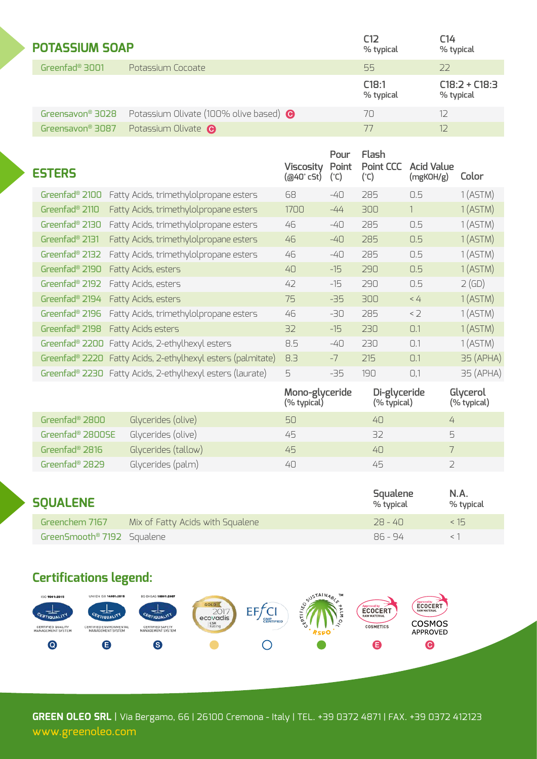## POTASSIUM SOAP

| | | C12 % typical | C14 % typical |
|---|---|---|---|
| Greenfad® 3001 | Potassium Cocoate | 55 | 22 |
| | | **C18:1** % typical | **C18:2 + C18:3** % typical |
| Greensavon® 3028 | Potassium Olivate (100% olive based) Ⓒ | 70 | 12 |
| Greensavon® 3087 | Potassium Olivate Ⓒ | 77 | 12 |

## ESTERS

| | | Viscosity (@40° cSt) | Pour Point (°C) | Flash Point CCC (°C) | Acid Value (mgKOH/g) | Color |
|---|---|---|---|---|---|---|
| Greenfad® 2100 | Fatty Acids, trimethylolpropane esters | 68 | -40 | 285 | 0.5 | 1 (ASTM) |
| Greenfad® 2110 | Fatty Acids, trimethylolpropane esters | 1700 | -44 | 300 | 1 | 1 (ASTM) |
| Greenfad® 2130 | Fatty Acids, trimethylolpropane esters | 46 | -40 | 285 | 0.5 | 1 (ASTM) |
| Greenfad® 2131 | Fatty Acids, trimethylolpropane esters | 46 | -40 | 285 | 0.5 | 1 (ASTM) |
| Greenfad® 2132 | Fatty Acids, trimethylolpropane esters | 46 | -40 | 285 | 0.5 | 1 (ASTM) |
| Greenfad® 2190 | Fatty Acids, esters | 40 | -15 | 290 | 0.5 | 1 (ASTM) |
| Greenfad® 2192 | Fatty Acids, esters | 42 | -15 | 290 | 0.5 | 2 (GD) |
| Greenfad® 2194 | Fatty Acids, esters | 75 | -35 | 300 | < 4 | 1 (ASTM) |
| Greenfad® 2196 | Fatty Acids, trimethylolpropane esters | 46 | -30 | 285 | < 2 | 1 (ASTM) |
| Greenfad® 2198 | Fatty Acids esters | 32 | -15 | 230 | 0.1 | 1 (ASTM) |
| Greenfad® 2200 | Fatty Acids, 2-ethylhexyl esters | 8.5 | -40 | 230 | 0.1 | 1 (ASTM) |
| Greenfad® 2220 | Fatty Acids, 2-ethylhexyl esters (palmitate) | 8.3 | -7 | 215 | 0.1 | 35 (APHA) |
| Greenfad® 2230 | Fatty Acids, 2-ethylhexyl esters (laurate) | 5 | -35 | 190 | 0,1 | 35 (APHA) |

| | | Mono-glyceride (% typical) | Di-glyceride (% typical) | Glycerol (% typical) |
|---|---|---|---|---|
| Greenfad® 2800 | Glycerides (olive) | 50 | 40 | 4 |
| Greenfad® 2800SE | Glycerides (olive) | 45 | 32 | 5 |
| Greenfad® 2816 | Glycerides (tallow) | 45 | 40 | 7 |
| Greenfad® 2829 | Glycerides (palm) | 40 | 45 | 2 |

## SQUALENE

| | | Squalene % typical | N.A. % typical |
|---|---|---|---|
| Greenchem 7167 | Mix of Fatty Acids with Squalene | 28 - 40 | < 15 |
| GreenSmooth® 7192 | Squalene | 86 - 94 | < 1 |

## Certifications legend:

- Ⓠ ISO 9001:2015 CERTIQUALITY – Certified Quality Management System
- Ⓔ UNI EN ISO 14001:2015 CERTIQUALITY – Certified Environmental Management System
- Ⓢ BS OHSAS 18001:2007 CERTIQUALITY – Certified Safety Management System
- ● (yellow) GOLD 2017 ecovadis CSR Rating
- ○ EFfCI GMP Certified
- ● (green) Certified Sustainable Palm Oil RSPO
- Ⓔ Approved by ECOCERT Raw Material – Cosmetics
- Ⓒ Approved by ECOCERT Raw Material – COSMOS APPROVED

**GREEN OLEO SRL** | Via Bergamo, 66 | 26100 Cremona - Italy | TEL. +39 0372 4871 | FAX. +39 0372 412123
www.greenoleo.com